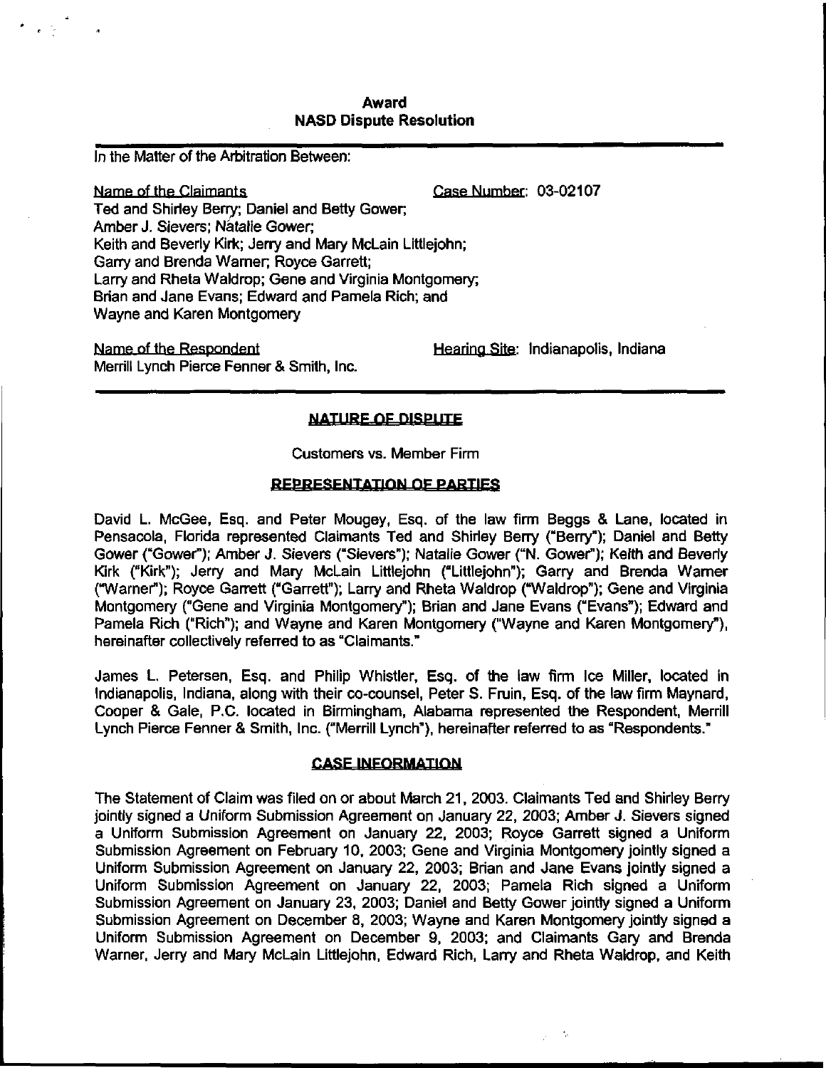# Award
## NASD Dispute Resolution

In the Matter of the Arbitration Between:

Name of the Claimants

Case Number: 03-02107

Ted and Shirley Berry; Daniel and Betty Gower; Amber J. Sievers; Natalie Gower; Keith and Beverly Kirk; Jerry and Mary McLain Littlejohn; Garry and Brenda Warner; Royce Garrett; Larry and Rheta Waldrop; Gene and Virginia Montgomery; Brian and Jane Evans; Edward and Pamela Rich; and Wayne and Karen Montgomery

Name of the Respondent

Hearing Site: Indianapolis, Indiana

Merrill Lynch Pierce Fenner & Smith, Inc.

### NATURE OF DISPUTE

Customers vs. Member Firm

### REPRESENTATION OF PARTIES

David L. McGee, Esq. and Peter Mougey, Esq. of the law firm Beggs & Lane, located in Pensacola, Florida represented Claimants Ted and Shirley Berry ("Berry"); Daniel and Betty Gower ("Gower"); Amber J. Sievers ("Sievers"); Natalie Gower ("N. Gower"); Keith and Beverly Kirk ("Kirk"); Jerry and Mary McLain Littlejohn ("Littlejohn"); Garry and Brenda Warner ("Warner"); Royce Garrett ("Garrett"); Larry and Rheta Waldrop ("Waldrop"); Gene and Virginia Montgomery ("Gene and Virginia Montgomery"); Brian and Jane Evans ("Evans"); Edward and Pamela Rich ("Rich"); and Wayne and Karen Montgomery ("Wayne and Karen Montgomery"), hereinafter collectively referred to as "Claimants."

James L. Petersen, Esq. and Philip Whistler, Esq. of the law firm Ice Miller, located in Indianapolis, Indiana, along with their co-counsel, Peter S. Fruin, Esq. of the law firm Maynard, Cooper & Gale, P.C. located in Birmingham, Alabama represented the Respondent, Merrill Lynch Pierce Fenner & Smith, Inc. ("Merrill Lynch"), hereinafter referred to as "Respondents."

### CASE INFORMATION

The Statement of Claim was filed on or about March 21, 2003. Claimants Ted and Shirley Berry jointly signed a Uniform Submission Agreement on January 22, 2003; Amber J. Sievers signed a Uniform Submission Agreement on January 22, 2003; Royce Garrett signed a Uniform Submission Agreement on February 10, 2003; Gene and Virginia Montgomery jointly signed a Uniform Submission Agreement on January 22, 2003; Brian and Jane Evans jointly signed a Uniform Submission Agreement on January 22, 2003; Pamela Rich signed a Uniform Submission Agreement on January 23, 2003; Daniel and Betty Gower jointly signed a Uniform Submission Agreement on December 8, 2003; Wayne and Karen Montgomery jointly signed a Uniform Submission Agreement on December 9, 2003; and Claimants Gary and Brenda Warner, Jerry and Mary McLain Littlejohn, Edward Rich, Larry and Rheta Waldrop, and Keith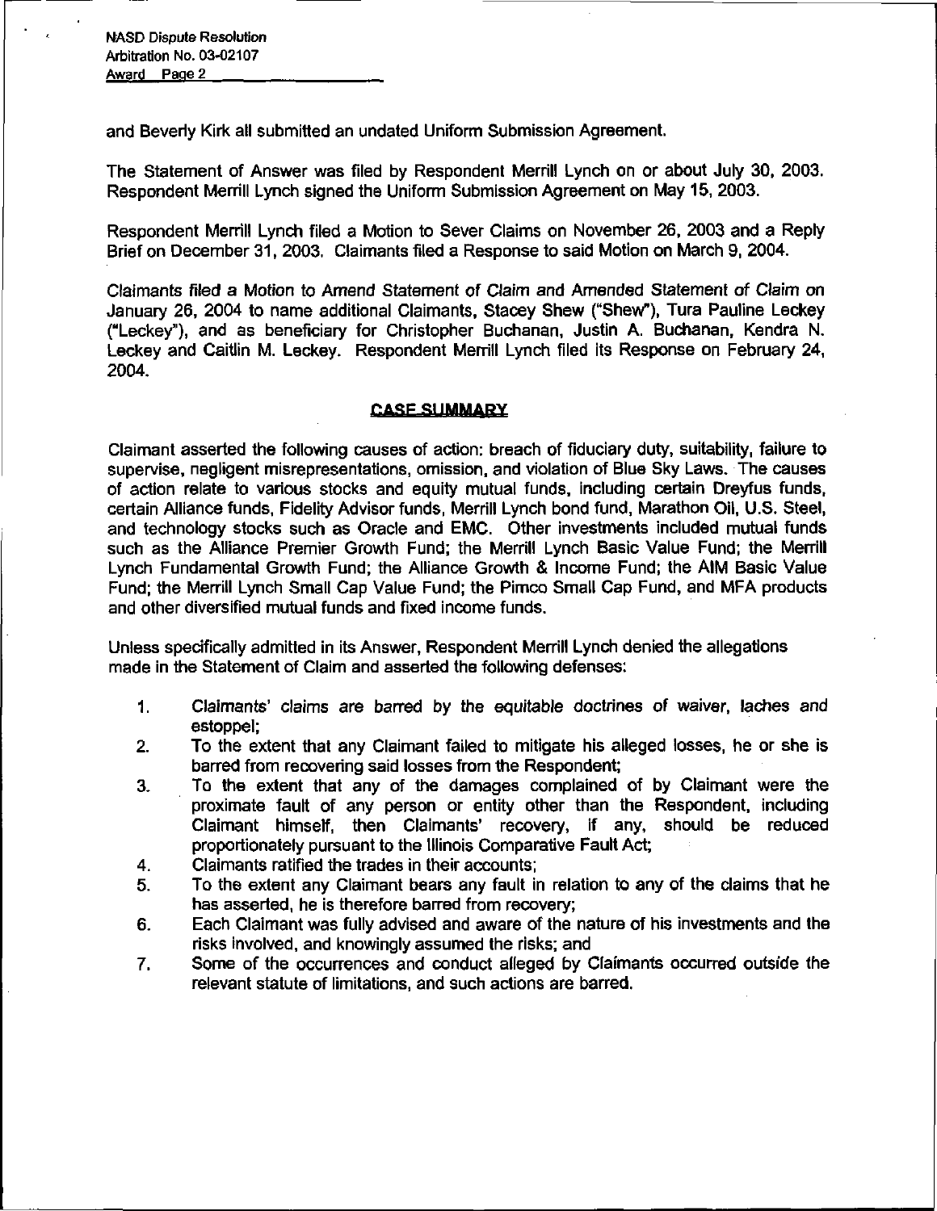and Beverly Kirk all submitted an undated Uniform Submission Agreement.

The Statement of Answer was filed by Respondent Merrill Lynch on or about July 30, 2003. Respondent Merrill Lynch signed the Uniform Submission Agreement on May 15, 2003.

Respondent Merrill Lynch filed a Motion to Sever Claims on November 26, 2003 and a Reply Brief on December 31, 2003. Claimants filed a Response to said Motion on March 9, 2004.

Claimants filed a Motion to Amend Statement of Claim and Amended Statement of Claim on January 26, 2004 to name additional Claimants, Stacey Shew ("Shew"), Tura Pauline Leckey ("Leckey"), and as beneficiary for Christopher Buchanan, Justin A. Buchanan, Kendra N. Leckey and Caitlin M. Leckey. Respondent Merrill Lynch filed its Response on February 24, 2004.

## CASE SUMMARY

Claimant asserted the following causes of action: breach of fiduciary duty, suitability, failure to supervise, negligent misrepresentations, omission, and violation of Blue Sky Laws. The causes of action relate to various stocks and equity mutual funds, including certain Dreyfus funds, certain Alliance funds, Fidelity Advisor funds, Merrill Lynch bond fund, Marathon Oil, U.S. Steel, and technology stocks such as Oracle and EMC. Other investments included mutual funds such as the Alliance Premier Growth Fund; the Merrill Lynch Basic Value Fund; the Merrill Lynch Fundamental Growth Fund; the Alliance Growth & Income Fund; the AIM Basic Value Fund; the Merrill Lynch Small Cap Value Fund; the Pimco Small Cap Fund, and MFA products and other diversified mutual funds and fixed income funds.

Unless specifically admitted in its Answer, Respondent Merrill Lynch denied the allegations made in the Statement of Claim and asserted the following defenses:

1. Claimants' claims are barred by the equitable doctrines of waiver, laches and estoppel;
2. To the extent that any Claimant failed to mitigate his alleged losses, he or she is barred from recovering said losses from the Respondent;
3. To the extent that any of the damages complained of by Claimant were the proximate fault of any person or entity other than the Respondent, including Claimant himself, then Claimants' recovery, if any, should be reduced proportionately pursuant to the Illinois Comparative Fault Act;
4. Claimants ratified the trades in their accounts;
5. To the extent any Claimant bears any fault in relation to any of the claims that he has asserted, he is therefore barred from recovery;
6. Each Claimant was fully advised and aware of the nature of his investments and the risks involved, and knowingly assumed the risks; and
7. Some of the occurrences and conduct alleged by Claimants occurred outside the relevant statute of limitations, and such actions are barred.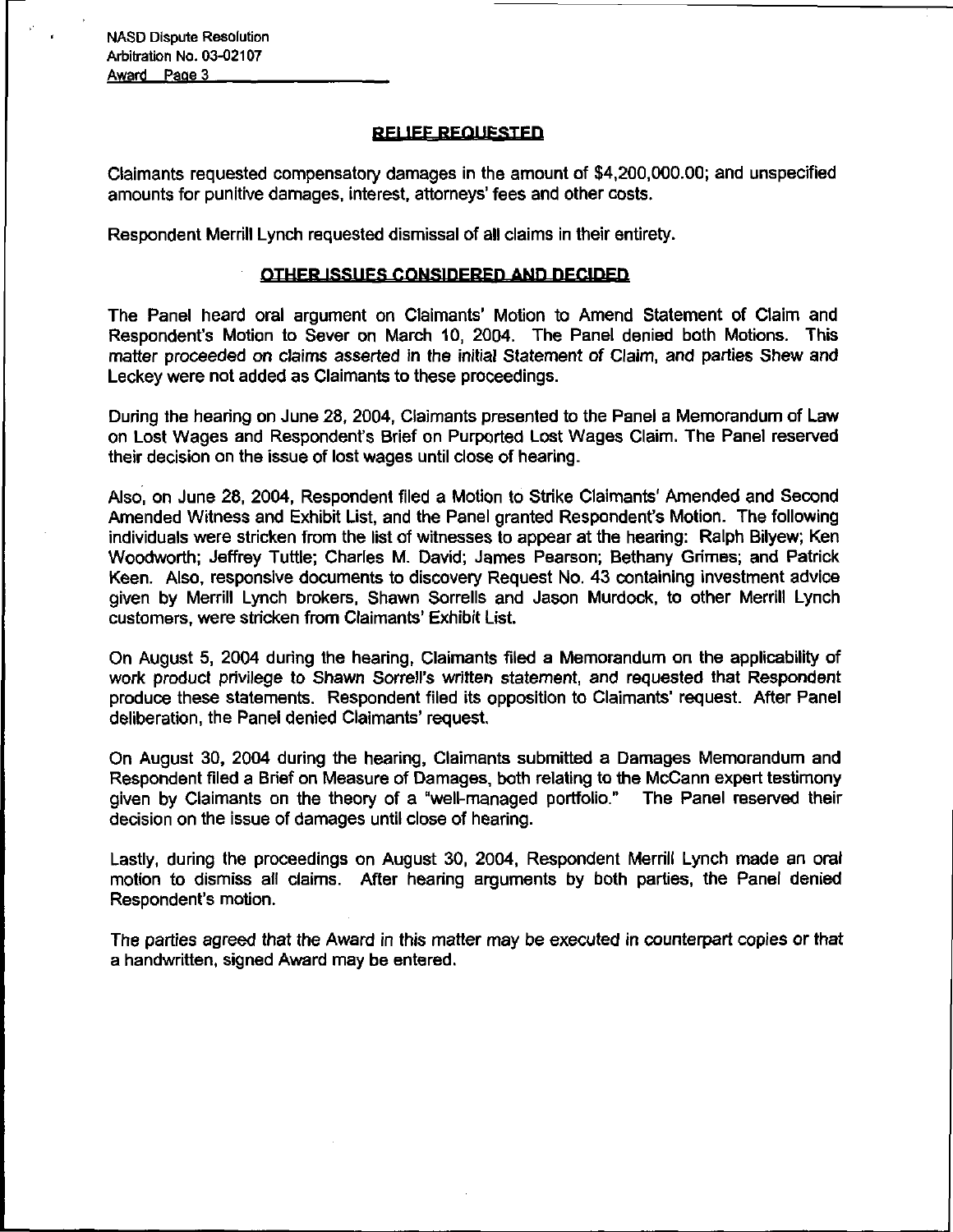## RELIEF REQUESTED

Claimants requested compensatory damages in the amount of $4,200,000.00; and unspecified amounts for punitive damages, interest, attorneys' fees and other costs.

Respondent Merrill Lynch requested dismissal of all claims in their entirety.

## OTHER ISSUES CONSIDERED AND DECIDED

The Panel heard oral argument on Claimants' Motion to Amend Statement of Claim and Respondent's Motion to Sever on March 10, 2004. The Panel denied both Motions. This matter proceeded on claims asserted in the initial Statement of Claim, and parties Shew and Leckey were not added as Claimants to these proceedings.

During the hearing on June 28, 2004, Claimants presented to the Panel a Memorandum of Law on Lost Wages and Respondent's Brief on Purported Lost Wages Claim. The Panel reserved their decision on the issue of lost wages until close of hearing.

Also, on June 28, 2004, Respondent filed a Motion to Strike Claimants' Amended and Second Amended Witness and Exhibit List, and the Panel granted Respondent's Motion. The following individuals were stricken from the list of witnesses to appear at the hearing: Ralph Bilyew; Ken Woodworth; Jeffrey Tuttle; Charles M. David; James Pearson; Bethany Grimes; and Patrick Keen. Also, responsive documents to discovery Request No. 43 containing investment advice given by Merrill Lynch brokers, Shawn Sorrells and Jason Murdock, to other Merrill Lynch customers, were stricken from Claimants' Exhibit List.

On August 5, 2004 during the hearing, Claimants filed a Memorandum on the applicability of work product privilege to Shawn Sorrell's written statement, and requested that Respondent produce these statements. Respondent filed its opposition to Claimants' request. After Panel deliberation, the Panel denied Claimants' request.

On August 30, 2004 during the hearing, Claimants submitted a Damages Memorandum and Respondent filed a Brief on Measure of Damages, both relating to the McCann expert testimony given by Claimants on the theory of a "well-managed portfolio." The Panel reserved their decision on the issue of damages until close of hearing.

Lastly, during the proceedings on August 30, 2004, Respondent Merrill Lynch made an oral motion to dismiss all claims. After hearing arguments by both parties, the Panel denied Respondent's motion.

The parties agreed that the Award in this matter may be executed in counterpart copies or that a handwritten, signed Award may be entered.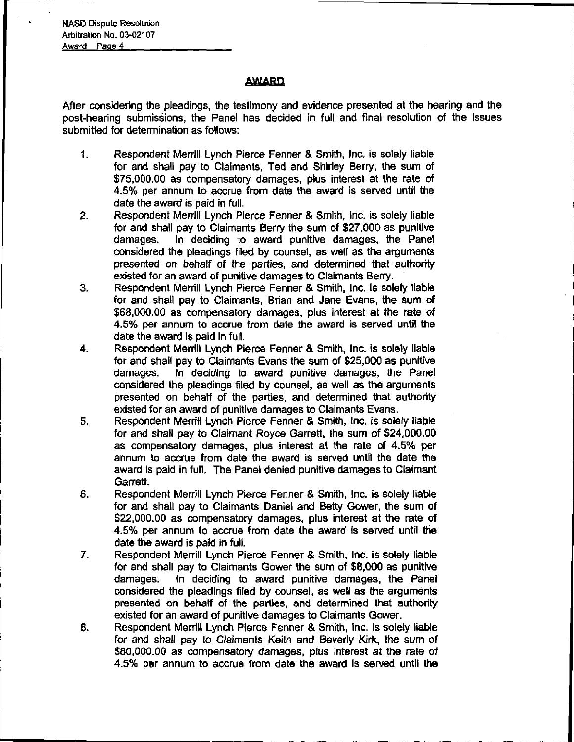## AWARD

After considering the pleadings, the testimony and evidence presented at the hearing and the post-hearing submissions, the Panel has decided in full and final resolution of the issues submitted for determination as follows:

1. Respondent Merrill Lynch Pierce Fenner & Smith, Inc. is solely liable for and shall pay to Claimants, Ted and Shirley Berry, the sum of $75,000.00 as compensatory damages, plus interest at the rate of 4.5% per annum to accrue from date the award is served until the date the award is paid in full.
2. Respondent Merrill Lynch Pierce Fenner & Smith, Inc. is solely liable for and shall pay to Claimants Berry the sum of $27,000 as punitive damages. In deciding to award punitive damages, the Panel considered the pleadings filed by counsel, as well as the arguments presented on behalf of the parties, and determined that authority existed for an award of punitive damages to Claimants Berry.
3. Respondent Merrill Lynch Pierce Fenner & Smith, Inc. is solely liable for and shall pay to Claimants, Brian and Jane Evans, the sum of $68,000.00 as compensatory damages, plus interest at the rate of 4.5% per annum to accrue from date the award is served until the date the award is paid in full.
4. Respondent Merrill Lynch Pierce Fenner & Smith, Inc. is solely liable for and shall pay to Claimants Evans the sum of $25,000 as punitive damages. In deciding to award punitive damages, the Panel considered the pleadings filed by counsel, as well as the arguments presented on behalf of the parties, and determined that authority existed for an award of punitive damages to Claimants Evans.
5. Respondent Merrill Lynch Pierce Fenner & Smith, Inc. is solely liable for and shall pay to Claimant Royce Garrett, the sum of $24,000.00 as compensatory damages, plus interest at the rate of 4.5% per annum to accrue from date the award is served until the date the award is paid in full. The Panel denied punitive damages to Claimant Garrett.
6. Respondent Merrill Lynch Pierce Fenner & Smith, Inc. is solely liable for and shall pay to Claimants Daniel and Betty Gower, the sum of $22,000.00 as compensatory damages, plus interest at the rate of 4.5% per annum to accrue from date the award is served until the date the award is paid in full.
7. Respondent Merrill Lynch Pierce Fenner & Smith, Inc. is solely liable for and shall pay to Claimants Gower the sum of $8,000 as punitive damages. In deciding to award punitive damages, the Panel considered the pleadings filed by counsel, as well as the arguments presented on behalf of the parties, and determined that authority existed for an award of punitive damages to Claimants Gower.
8. Respondent Merrill Lynch Pierce Fenner & Smith, Inc. is solely liable for and shall pay to Claimants Keith and Beverly Kirk, the sum of $80,000.00 as compensatory damages, plus interest at the rate of 4.5% per annum to accrue from date the award is served until the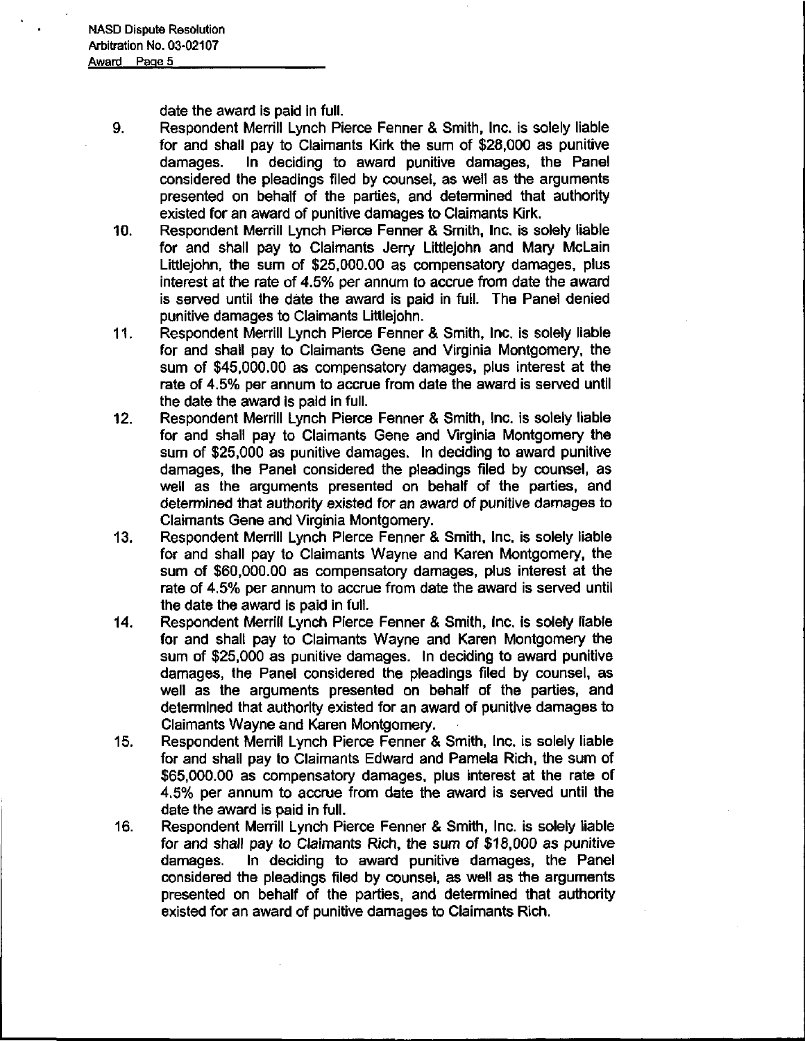date the award is paid in full.

9. Respondent Merrill Lynch Pierce Fenner & Smith, Inc. is solely liable for and shall pay to Claimants Kirk the sum of $28,000 as punitive damages. In deciding to award punitive damages, the Panel considered the pleadings filed by counsel, as well as the arguments presented on behalf of the parties, and determined that authority existed for an award of punitive damages to Claimants Kirk.
10. Respondent Merrill Lynch Pierce Fenner & Smith, Inc. is solely liable for and shall pay to Claimants Jerry Littlejohn and Mary McLain Littlejohn, the sum of $25,000.00 as compensatory damages, plus interest at the rate of 4.5% per annum to accrue from date the award is served until the date the award is paid in full. The Panel denied punitive damages to Claimants Littlejohn.
11. Respondent Merrill Lynch Pierce Fenner & Smith, Inc. is solely liable for and shall pay to Claimants Gene and Virginia Montgomery, the sum of $45,000.00 as compensatory damages, plus interest at the rate of 4.5% per annum to accrue from date the award is served until the date the award is paid in full.
12. Respondent Merrill Lynch Pierce Fenner & Smith, Inc. is solely liable for and shall pay to Claimants Gene and Virginia Montgomery the sum of $25,000 as punitive damages. In deciding to award punitive damages, the Panel considered the pleadings filed by counsel, as well as the arguments presented on behalf of the parties, and determined that authority existed for an award of punitive damages to Claimants Gene and Virginia Montgomery.
13. Respondent Merrill Lynch Pierce Fenner & Smith, Inc. is solely liable for and shall pay to Claimants Wayne and Karen Montgomery, the sum of $60,000.00 as compensatory damages, plus interest at the rate of 4.5% per annum to accrue from date the award is served until the date the award is paid in full.
14. Respondent Merrill Lynch Pierce Fenner & Smith, Inc. is solely liable for and shall pay to Claimants Wayne and Karen Montgomery the sum of $25,000 as punitive damages. In deciding to award punitive damages, the Panel considered the pleadings filed by counsel, as well as the arguments presented on behalf of the parties, and determined that authority existed for an award of punitive damages to Claimants Wayne and Karen Montgomery.
15. Respondent Merrill Lynch Pierce Fenner & Smith, Inc. is solely liable for and shall pay to Claimants Edward and Pamela Rich, the sum of $65,000.00 as compensatory damages, plus interest at the rate of 4.5% per annum to accrue from date the award is served until the date the award is paid in full.
16. Respondent Merrill Lynch Pierce Fenner & Smith, Inc. is solely liable for and shall pay to Claimants Rich, the sum of $18,000 as punitive damages. In deciding to award punitive damages, the Panel considered the pleadings filed by counsel, as well as the arguments presented on behalf of the parties, and determined that authority existed for an award of punitive damages to Claimants Rich.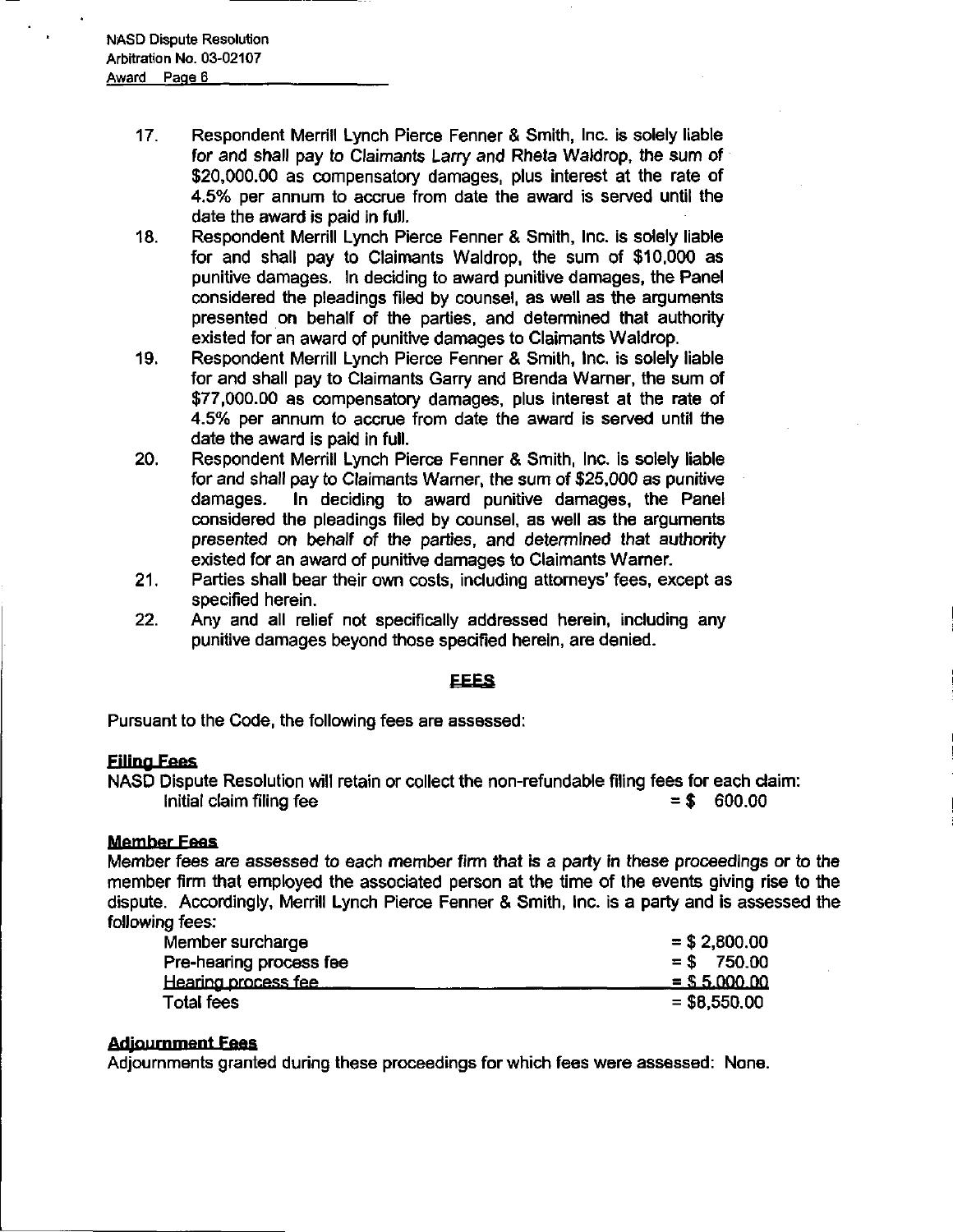17. Respondent Merrill Lynch Pierce Fenner & Smith, Inc. is solely liable for and shall pay to Claimants Larry and Rheta Waldrop, the sum of $20,000.00 as compensatory damages, plus interest at the rate of 4.5% per annum to accrue from date the award is served until the date the award is paid in full.
18. Respondent Merrill Lynch Pierce Fenner & Smith, Inc. is solely liable for and shall pay to Claimants Waldrop, the sum of $10,000 as punitive damages. In deciding to award punitive damages, the Panel considered the pleadings filed by counsel, as well as the arguments presented on behalf of the parties, and determined that authority existed for an award of punitive damages to Claimants Waldrop.
19. Respondent Merrill Lynch Pierce Fenner & Smith, Inc. is solely liable for and shall pay to Claimants Garry and Brenda Warner, the sum of $77,000.00 as compensatory damages, plus interest at the rate of 4.5% per annum to accrue from date the award is served until the date the award is paid in full.
20. Respondent Merrill Lynch Pierce Fenner & Smith, Inc. is solely liable for and shall pay to Claimants Warner, the sum of $25,000 as punitive damages. In deciding to award punitive damages, the Panel considered the pleadings filed by counsel, as well as the arguments presented on behalf of the parties, and determined that authority existed for an award of punitive damages to Claimants Warner.
21. Parties shall bear their own costs, including attorneys' fees, except as specified herein.
22. Any and all relief not specifically addressed herein, including any punitive damages beyond those specified herein, are denied.

## FEES

Pursuant to the Code, the following fees are assessed:

**Filing Fees**

NASD Dispute Resolution will retain or collect the non-refundable filing fees for each claim:

| | |
|---|---|
| Initial claim filing fee | = $ 600.00 |

**Member Fees**

Member fees are assessed to each member firm that is a party in these proceedings or to the member firm that employed the associated person at the time of the events giving rise to the dispute. Accordingly, Merrill Lynch Pierce Fenner & Smith, Inc. is a party and is assessed the following fees:

| | |
|---|---|
| Member surcharge | = $ 2,800.00 |
| Pre-hearing process fee | = $ 750.00 |
| Hearing process fee | = $ 5,000.00 |
| Total fees | = $8,550.00 |

**Adjournment Fees**

Adjournments granted during these proceedings for which fees were assessed: None.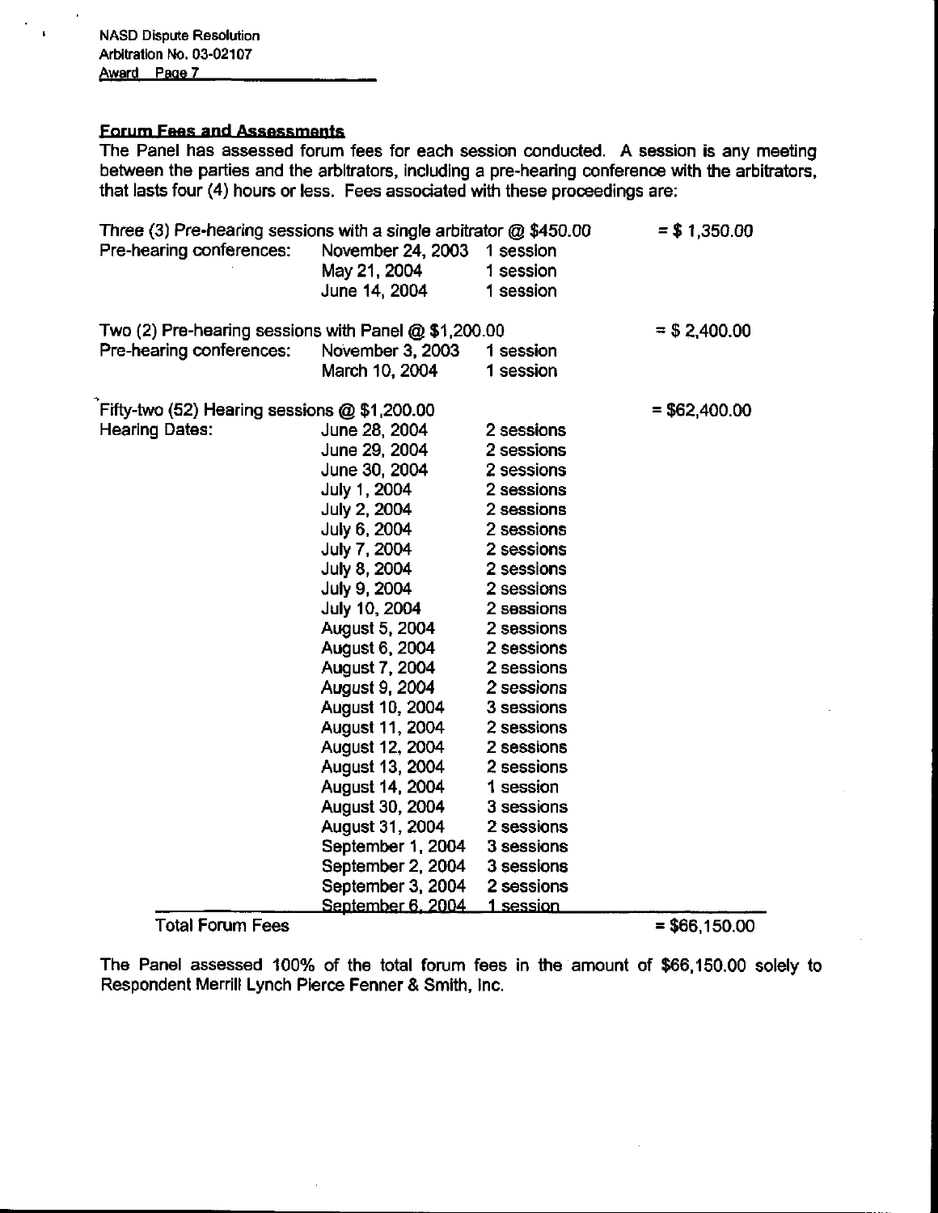## Forum Fees and Assessments

The Panel has assessed forum fees for each session conducted. A session is any meeting between the parties and the arbitrators, including a pre-hearing conference with the arbitrators, that lasts four (4) hours or less. Fees associated with these proceedings are:

| | | | |
|---|---|---|---|
| Three (3) Pre-hearing sessions with a single arbitrator @ $450.00 | | | = $ 1,350.00 |
| Pre-hearing conferences: | November 24, 2003 | 1 session | |
| | May 21, 2004 | 1 session | |
| | June 14, 2004 | 1 session | |
| Two (2) Pre-hearing sessions with Panel @ $1,200.00 | | | = $ 2,400.00 |
| Pre-hearing conferences: | November 3, 2003 | 1 session | |
| | March 10, 2004 | 1 session | |
| Fifty-two (52) Hearing sessions @ $1,200.00 | | | = $62,400.00 |
| Hearing Dates: | June 28, 2004 | 2 sessions | |
| | June 29, 2004 | 2 sessions | |
| | June 30, 2004 | 2 sessions | |
| | July 1, 2004 | 2 sessions | |
| | July 2, 2004 | 2 sessions | |
| | July 6, 2004 | 2 sessions | |
| | July 7, 2004 | 2 sessions | |
| | July 8, 2004 | 2 sessions | |
| | July 9, 2004 | 2 sessions | |
| | July 10, 2004 | 2 sessions | |
| | August 5, 2004 | 2 sessions | |
| | August 6, 2004 | 2 sessions | |
| | August 7, 2004 | 2 sessions | |
| | August 9, 2004 | 2 sessions | |
| | August 10, 2004 | 3 sessions | |
| | August 11, 2004 | 2 sessions | |
| | August 12, 2004 | 2 sessions | |
| | August 13, 2004 | 2 sessions | |
| | August 14, 2004 | 1 session | |
| | August 30, 2004 | 3 sessions | |
| | August 31, 2004 | 2 sessions | |
| | September 1, 2004 | 3 sessions | |
| | September 2, 2004 | 3 sessions | |
| | September 3, 2004 | 2 sessions | |
| | September 6, 2004 | 1 session | |
| Total Forum Fees | | | = $66,150.00 |

The Panel assessed 100% of the total forum fees in the amount of $66,150.00 solely to Respondent Merrill Lynch Pierce Fenner & Smith, Inc.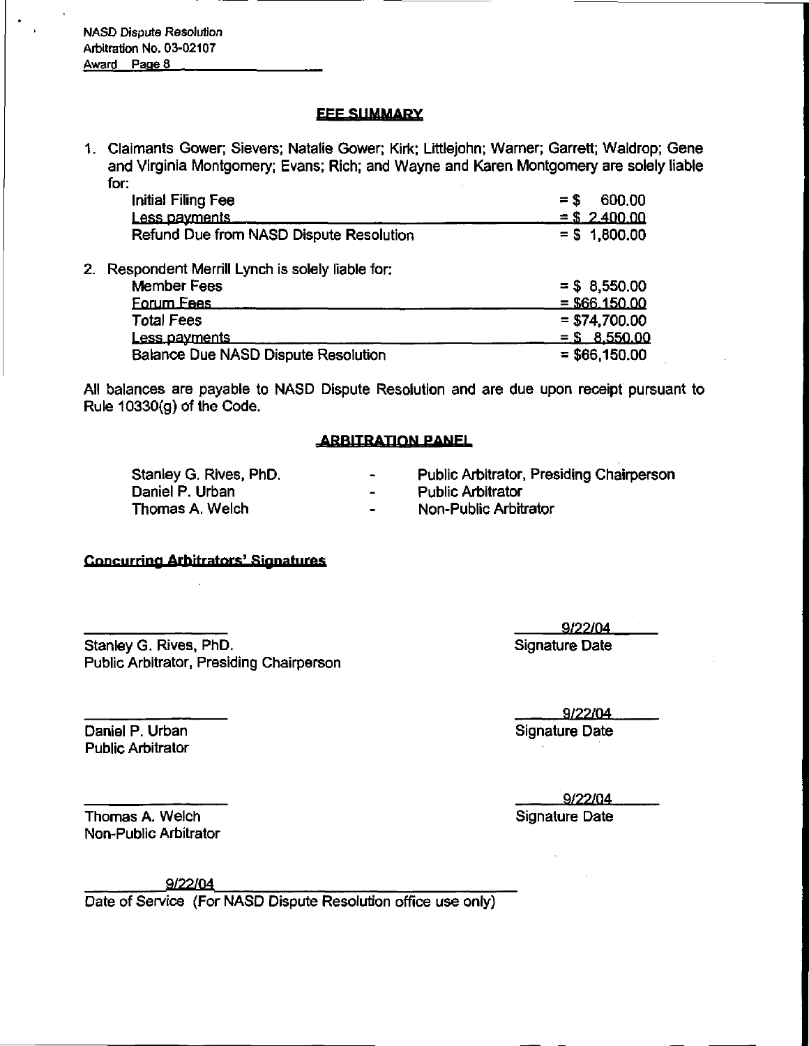## FEE SUMMARY

1. Claimants Gower; Sievers; Natalie Gower; Kirk; Littlejohn; Warner; Garrett; Waldrop; Gene and Virginia Montgomery; Evans; Rich; and Wayne and Karen Montgomery are solely liable for:

| | |
|---|---|
| Initial Filing Fee | = $ 600.00 |
| Less payments | = $ 2,400.00 |
| Refund Due from NASD Dispute Resolution | = $ 1,800.00 |

2. Respondent Merrill Lynch is solely liable for:

| | |
|---|---|
| Member Fees | = $ 8,550.00 |
| Forum Fees | = $66,150.00 |
| Total Fees | = $74,700.00 |
| Less payments | = $ 8,550.00 |
| Balance Due NASD Dispute Resolution | = $66,150.00 |

All balances are payable to NASD Dispute Resolution and are due upon receipt pursuant to Rule 10330(g) of the Code.

## ARBITRATION PANEL

| | | |
|---|---|---|
| Stanley G. Rives, PhD. | - | Public Arbitrator, Presiding Chairperson |
| Daniel P. Urban | - | Public Arbitrator |
| Thomas A. Welch | - | Non-Public Arbitrator |

**Concurring Arbitrators' Signatures**

| | |
|---|---|
| Stanley G. Rives, PhD.<br>Public Arbitrator, Presiding Chairperson | 9/22/04<br>Signature Date |
| Daniel P. Urban<br>Public Arbitrator | 9/22/04<br>Signature Date |
| Thomas A. Welch<br>Non-Public Arbitrator | 9/22/04<br>Signature Date |

9/22/04

Date of Service (For NASD Dispute Resolution office use only)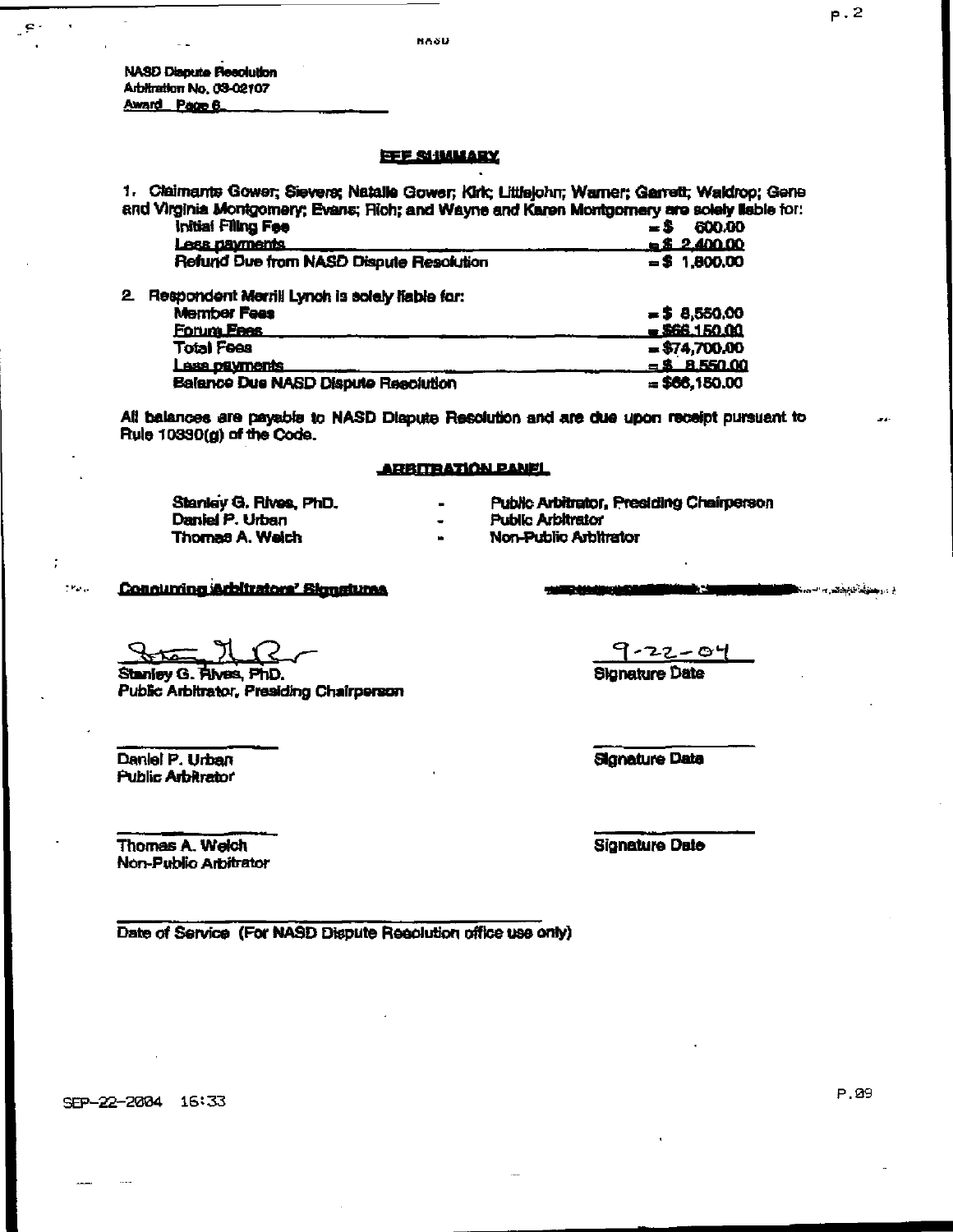NASD Dispute Resolution
Arbitration No. 03-02107
Award Page 6

## FEE SUMMARY

1. Claimants Gower; Sievers; Natalie Gower; Kirk; Littlejohn; Warner; Garrett; Waldrop; Gene and Virginia Montgomery; Evans; Rich; and Wayne and Karen Montgomery are solely liable for:

| | |
|---|---|
| Initial Filing Fee | = $ 600.00 |
| Less payments | = $ 2,400.00 |
| Refund Due from NASD Dispute Resolution | = $ 1,800.00 |

2. Respondent Merrill Lynch is solely liable for:

| | |
|---|---|
| Member Fees | = $ 8,550.00 |
| Forum Fees | = $66,150.00 |
| Total Fees | = $74,700.00 |
| Less payments | = $ 8,550.00 |
| Balance Due NASD Dispute Resolution | = $66,150.00 |

All balances are payable to NASD Dispute Resolution and are due upon receipt pursuant to Rule 10330(g) of the Code.

## ARBITRATION PANEL

| | | |
|---|---|---|
| Stanley G. Rives, PhD. | - | Public Arbitrator, Presiding Chairperson |
| Daniel P. Urban | - | Public Arbitrator |
| Thomas A. Welch | - | Non-Public Arbitrator |

**Concurring Arbitrators' Signatures**

[Signature]
Stanley G. Rives, PhD.
Public Arbitrator, Presiding Chairperson

9-22-04
Signature Date

Daniel P. Urban
Public Arbitrator

Signature Date

Thomas A. Welch
Non-Public Arbitrator

Signature Date

Date of Service (For NASD Dispute Resolution office use only)

SEP-22-2004 16:33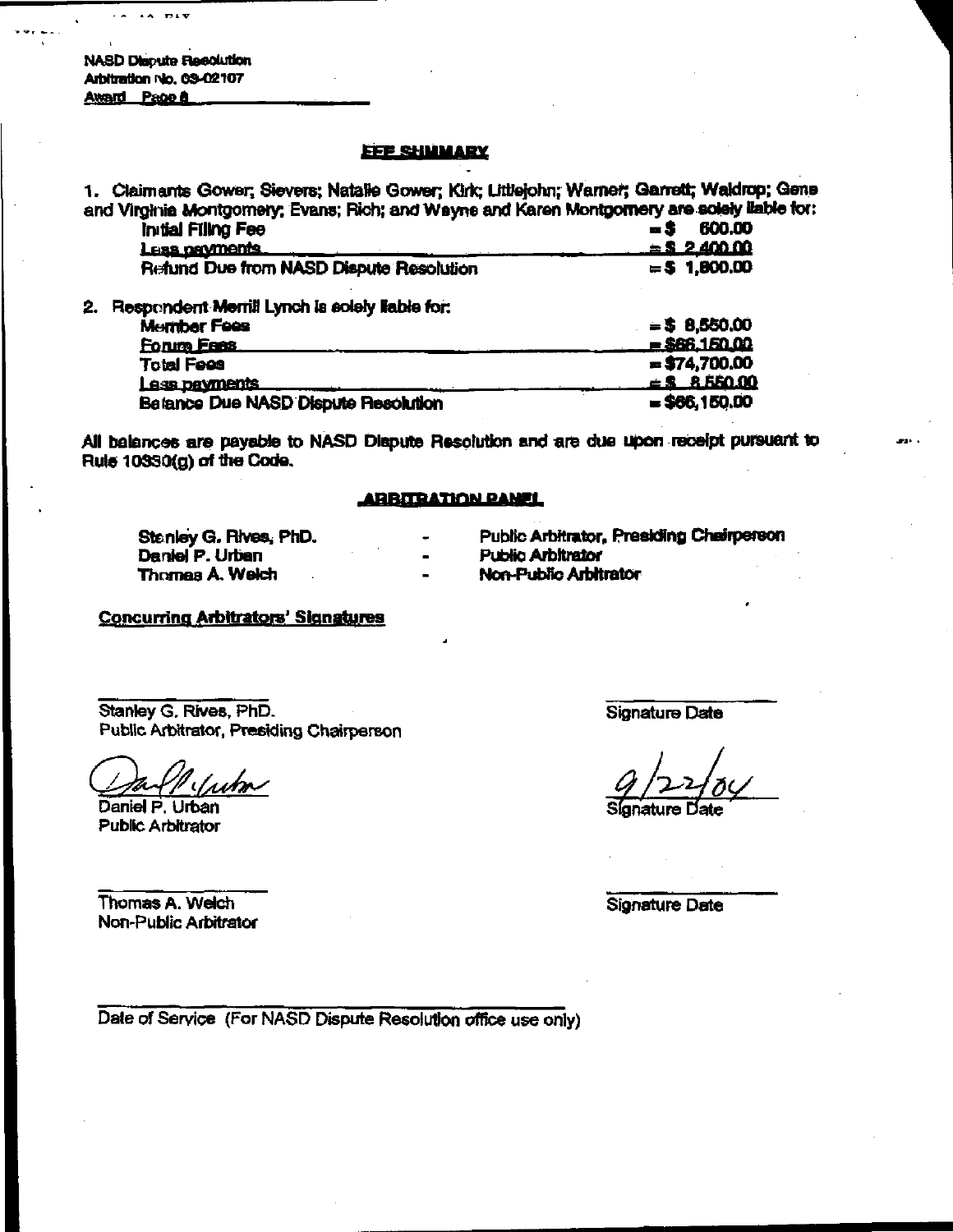NASD Dispute Resolution
Arbitration No. 03-02107
Award Page 8

## FEE SUMMARY

1. Claimants Gower; Sievers; Natalie Gower; Kirk; Littlejohn; Warner; Garrett; Waldrop; Gene and Virginia Montgomery; Evans; Rich; and Wayne and Karen Montgomery are solely liable for:

| | |
|---|---|
| Initial Filing Fee | = $ 600.00 |
| Less payments | = $ 2,400.00 |
| Refund Due from NASD Dispute Resolution | = $ 1,800.00 |

2. Respondent Merrill Lynch is solely liable for:

| | |
|---|---|
| Member Fees | = $ 8,550.00 |
| Forum Fees | = $66,150.00 |
| Total Fees | = $74,700.00 |
| Less payments | = $ 8,550.00 |
| Balance Due NASD Dispute Resolution | = $66,150.00 |

All balances are payable to NASD Dispute Resolution and are due upon receipt pursuant to Rule 10330(g) of the Code.

## ARBITRATION PANEL

| | | |
|---|---|---|
| Stanley G. Rives, PhD. | - | Public Arbitrator, Presiding Chairperson |
| Daniel P. Urban | - | Public Arbitrator |
| Thomas A. Welch | - | Non-Public Arbitrator |

**Concurring Arbitrators' Signatures**

_____________________
Stanley G. Rives, PhD.
Public Arbitrator, Presiding Chairperson

Signature Date

Daniel P. Urban
Public Arbitrator

9/22/04
Signature Date

_____________________
Thomas A. Welch
Non-Public Arbitrator

Signature Date

_____________________
Date of Service (For NASD Dispute Resolution office use only)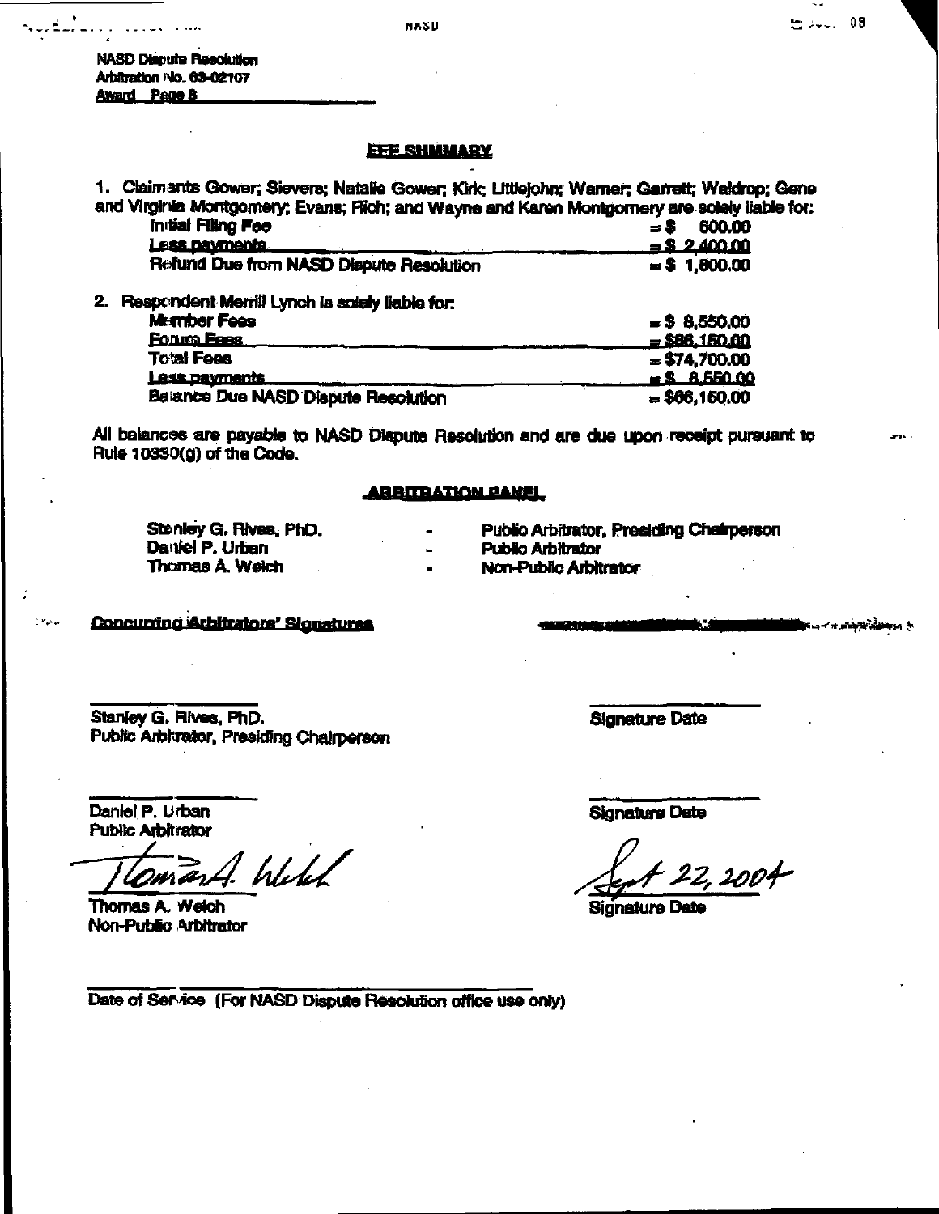NASD Dispute Resolution
Arbitration No. 03-02107
Award Page 6

## FEE SUMMARY

1. Claimants Gower; Sievers; Natalie Gower; Kirk; Littlejohn; Warner; Garrett; Waldrop; Gene and Virginia Montgomery; Evans; Rich; and Wayne and Karen Montgomery are solely liable for:

| | |
|---|---|
| Initial Filing Fee | = $ 600.00 |
| Less payments | = $ 2,400.00 |
| Refund Due from NASD Dispute Resolution | = $ 1,800.00 |

2. Respondent Merrill Lynch is solely liable for:

| | |
|---|---|
| Member Fees | = $ 8,550.00 |
| Forum Fees | = $66,150.00 |
| Total Fees | = $74,700.00 |
| Less payments | = $ 8,550.00 |
| Balance Due NASD Dispute Resolution | = $66,150.00 |

All balances are payable to NASD Dispute Resolution and are due upon receipt pursuant to Rule 10330(g) of the Code.

## ARBITRATION PANEL

| | | |
|---|---|---|
| Stanley G. Rives, PhD. | - | Public Arbitrator, Presiding Chairperson |
| Daniel P. Urban | - | Public Arbitrator |
| Thomas A. Welch | - | Non-Public Arbitrator |

**Concurring Arbitrators' Signatures**

Stanley G. Rives, PhD.
Public Arbitrator, Presiding Chairperson

Signature Date

Daniel P. Urban
Public Arbitrator

Signature Date

Thomas A. Welch
Non-Public Arbitrator

Sept 22, 2004
Signature Date

Date of Service (For NASD Dispute Resolution office use only)